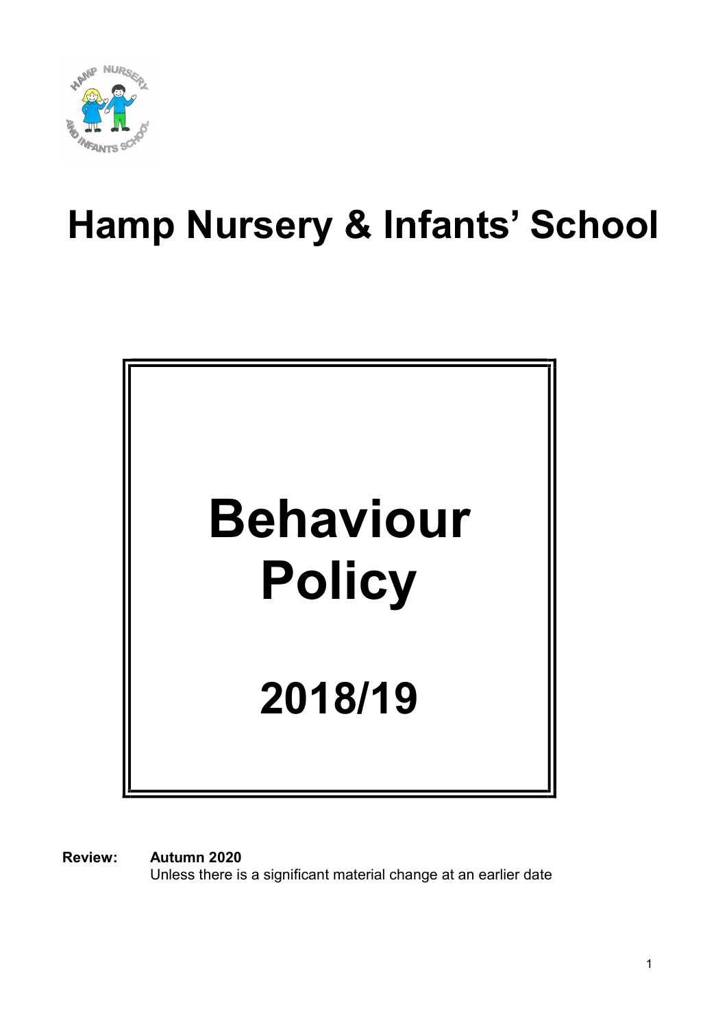# Hamp Nursery & Infants' School

# Behaviour Policy

## 2018/19

**Review:** **Autumn 2020**
Unless there is a significant material change at an earlier date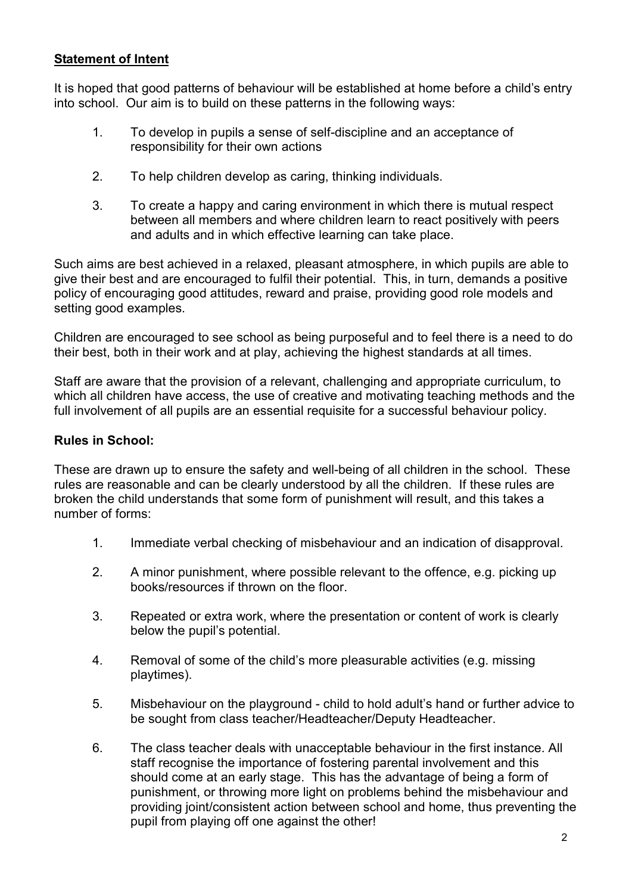## Statement of Intent

It is hoped that good patterns of behaviour will be established at home before a child's entry into school. Our aim is to build on these patterns in the following ways:

1. To develop in pupils a sense of self-discipline and an acceptance of responsibility for their own actions
2. To help children develop as caring, thinking individuals.
3. To create a happy and caring environment in which there is mutual respect between all members and where children learn to react positively with peers and adults and in which effective learning can take place.

Such aims are best achieved in a relaxed, pleasant atmosphere, in which pupils are able to give their best and are encouraged to fulfil their potential. This, in turn, demands a positive policy of encouraging good attitudes, reward and praise, providing good role models and setting good examples.

Children are encouraged to see school as being purposeful and to feel there is a need to do their best, both in their work and at play, achieving the highest standards at all times.

Staff are aware that the provision of a relevant, challenging and appropriate curriculum, to which all children have access, the use of creative and motivating teaching methods and the full involvement of all pupils are an essential requisite for a successful behaviour policy.

### Rules in School:

These are drawn up to ensure the safety and well-being of all children in the school. These rules are reasonable and can be clearly understood by all the children. If these rules are broken the child understands that some form of punishment will result, and this takes a number of forms:

1. Immediate verbal checking of misbehaviour and an indication of disapproval.
2. A minor punishment, where possible relevant to the offence, e.g. picking up books/resources if thrown on the floor.
3. Repeated or extra work, where the presentation or content of work is clearly below the pupil's potential.
4. Removal of some of the child's more pleasurable activities (e.g. missing playtimes).
5. Misbehaviour on the playground - child to hold adult's hand or further advice to be sought from class teacher/Headteacher/Deputy Headteacher.
6. The class teacher deals with unacceptable behaviour in the first instance. All staff recognise the importance of fostering parental involvement and this should come at an early stage. This has the advantage of being a form of punishment, or throwing more light on problems behind the misbehaviour and providing joint/consistent action between school and home, thus preventing the pupil from playing off one against the other!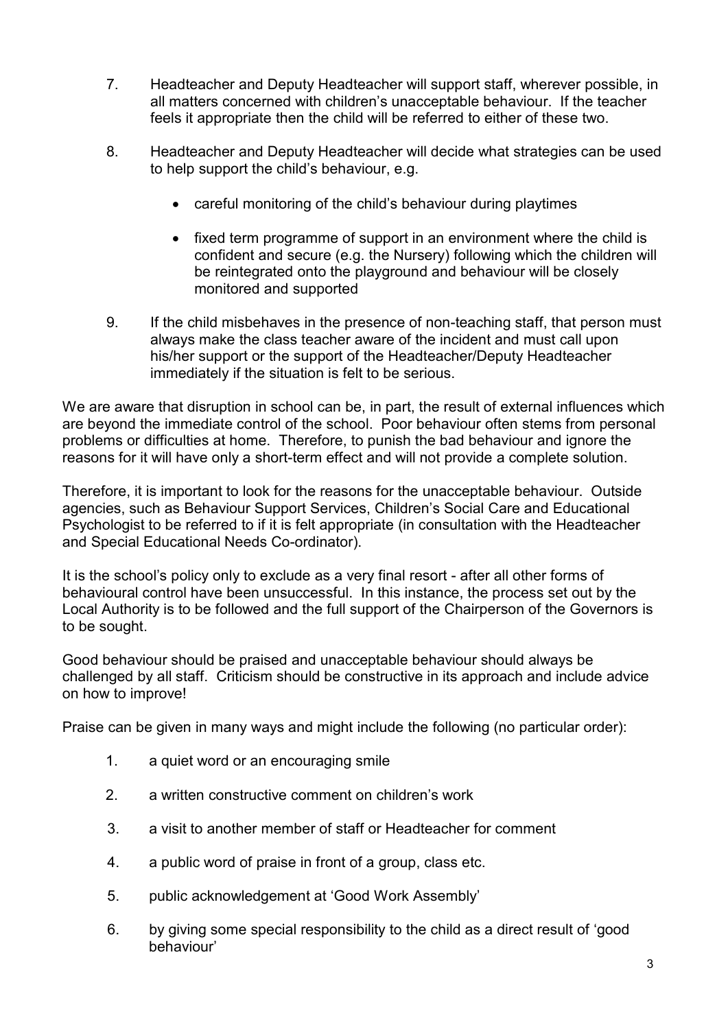7. Headteacher and Deputy Headteacher will support staff, wherever possible, in all matters concerned with children's unacceptable behaviour. If the teacher feels it appropriate then the child will be referred to either of these two.

8. Headteacher and Deputy Headteacher will decide what strategies can be used to help support the child's behaviour, e.g.

   - careful monitoring of the child's behaviour during playtimes

   - fixed term programme of support in an environment where the child is confident and secure (e.g. the Nursery) following which the children will be reintegrated onto the playground and behaviour will be closely monitored and supported

9. If the child misbehaves in the presence of non-teaching staff, that person must always make the class teacher aware of the incident and must call upon his/her support or the support of the Headteacher/Deputy Headteacher immediately if the situation is felt to be serious.

We are aware that disruption in school can be, in part, the result of external influences which are beyond the immediate control of the school. Poor behaviour often stems from personal problems or difficulties at home. Therefore, to punish the bad behaviour and ignore the reasons for it will have only a short-term effect and will not provide a complete solution.

Therefore, it is important to look for the reasons for the unacceptable behaviour. Outside agencies, such as Behaviour Support Services, Children's Social Care and Educational Psychologist to be referred to if it is felt appropriate (in consultation with the Headteacher and Special Educational Needs Co-ordinator).

It is the school's policy only to exclude as a very final resort - after all other forms of behavioural control have been unsuccessful. In this instance, the process set out by the Local Authority is to be followed and the full support of the Chairperson of the Governors is to be sought.

Good behaviour should be praised and unacceptable behaviour should always be challenged by all staff. Criticism should be constructive in its approach and include advice on how to improve!

Praise can be given in many ways and might include the following (no particular order):

1. a quiet word or an encouraging smile

2. a written constructive comment on children's work

3. a visit to another member of staff or Headteacher for comment

4. a public word of praise in front of a group, class etc.

5. public acknowledgement at 'Good Work Assembly'

6. by giving some special responsibility to the child as a direct result of 'good behaviour'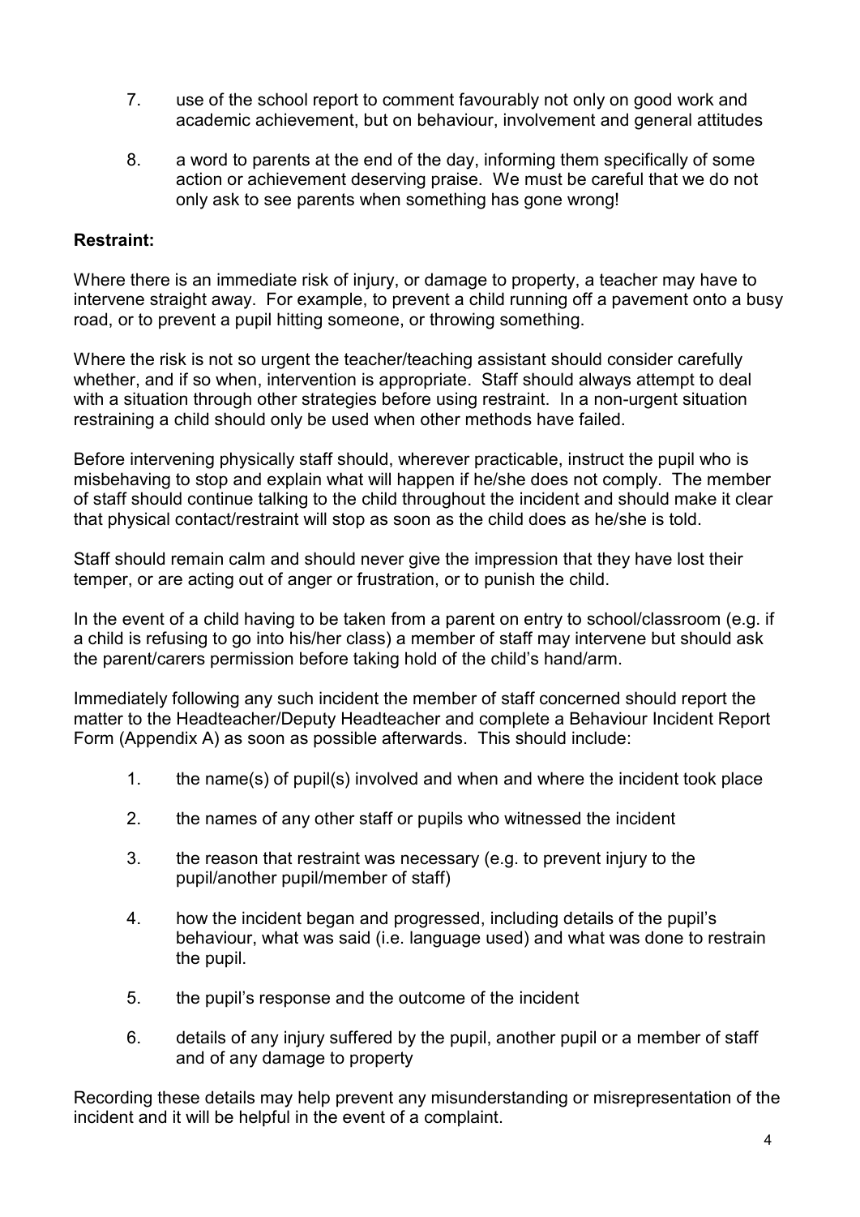7. use of the school report to comment favourably not only on good work and academic achievement, but on behaviour, involvement and general attitudes

8. a word to parents at the end of the day, informing them specifically of some action or achievement deserving praise. We must be careful that we do not only ask to see parents when something has gone wrong!

**Restraint:**

Where there is an immediate risk of injury, or damage to property, a teacher may have to intervene straight away. For example, to prevent a child running off a pavement onto a busy road, or to prevent a pupil hitting someone, or throwing something.

Where the risk is not so urgent the teacher/teaching assistant should consider carefully whether, and if so when, intervention is appropriate. Staff should always attempt to deal with a situation through other strategies before using restraint. In a non-urgent situation restraining a child should only be used when other methods have failed.

Before intervening physically staff should, wherever practicable, instruct the pupil who is misbehaving to stop and explain what will happen if he/she does not comply. The member of staff should continue talking to the child throughout the incident and should make it clear that physical contact/restraint will stop as soon as the child does as he/she is told.

Staff should remain calm and should never give the impression that they have lost their temper, or are acting out of anger or frustration, or to punish the child.

In the event of a child having to be taken from a parent on entry to school/classroom (e.g. if a child is refusing to go into his/her class) a member of staff may intervene but should ask the parent/carers permission before taking hold of the child's hand/arm.

Immediately following any such incident the member of staff concerned should report the matter to the Headteacher/Deputy Headteacher and complete a Behaviour Incident Report Form (Appendix A) as soon as possible afterwards. This should include:

1. the name(s) of pupil(s) involved and when and where the incident took place

2. the names of any other staff or pupils who witnessed the incident

3. the reason that restraint was necessary (e.g. to prevent injury to the pupil/another pupil/member of staff)

4. how the incident began and progressed, including details of the pupil's behaviour, what was said (i.e. language used) and what was done to restrain the pupil.

5. the pupil's response and the outcome of the incident

6. details of any injury suffered by the pupil, another pupil or a member of staff and of any damage to property

Recording these details may help prevent any misunderstanding or misrepresentation of the incident and it will be helpful in the event of a complaint.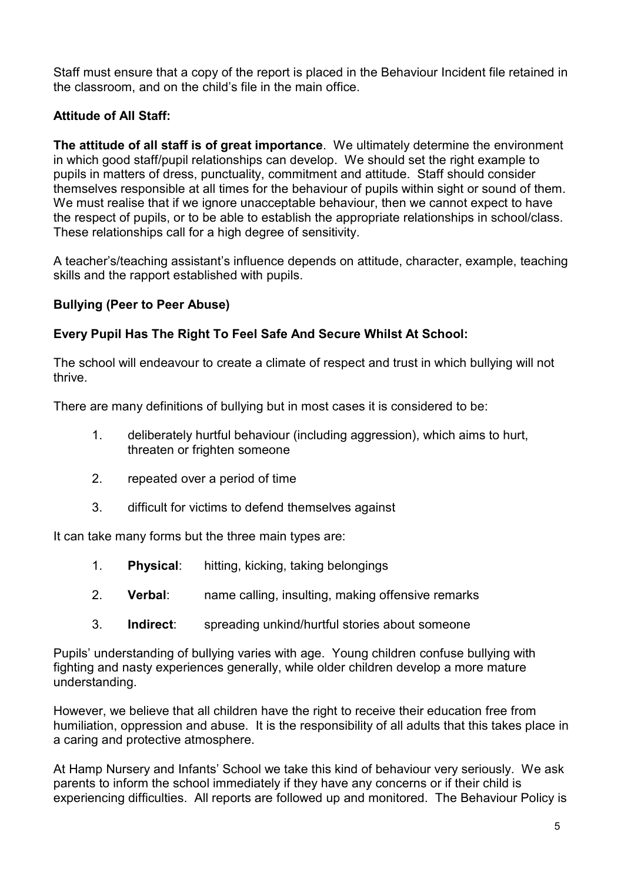Staff must ensure that a copy of the report is placed in the Behaviour Incident file retained in the classroom, and on the child's file in the main office.

**Attitude of All Staff:**

**The attitude of all staff is of great importance**. We ultimately determine the environment in which good staff/pupil relationships can develop. We should set the right example to pupils in matters of dress, punctuality, commitment and attitude. Staff should consider themselves responsible at all times for the behaviour of pupils within sight or sound of them. We must realise that if we ignore unacceptable behaviour, then we cannot expect to have the respect of pupils, or to be able to establish the appropriate relationships in school/class. These relationships call for a high degree of sensitivity.

A teacher's/teaching assistant's influence depends on attitude, character, example, teaching skills and the rapport established with pupils.

**Bullying (Peer to Peer Abuse)**

**Every Pupil Has The Right To Feel Safe And Secure Whilst At School:**

The school will endeavour to create a climate of respect and trust in which bullying will not thrive.

There are many definitions of bullying but in most cases it is considered to be:

1. deliberately hurtful behaviour (including aggression), which aims to hurt, threaten or frighten someone
2. repeated over a period of time
3. difficult for victims to defend themselves against

It can take many forms but the three main types are:

1. **Physical**: hitting, kicking, taking belongings
2. **Verbal**: name calling, insulting, making offensive remarks
3. **Indirect**: spreading unkind/hurtful stories about someone

Pupils' understanding of bullying varies with age. Young children confuse bullying with fighting and nasty experiences generally, while older children develop a more mature understanding.

However, we believe that all children have the right to receive their education free from humiliation, oppression and abuse. It is the responsibility of all adults that this takes place in a caring and protective atmosphere.

At Hamp Nursery and Infants' School we take this kind of behaviour very seriously. We ask parents to inform the school immediately if they have any concerns or if their child is experiencing difficulties. All reports are followed up and monitored. The Behaviour Policy is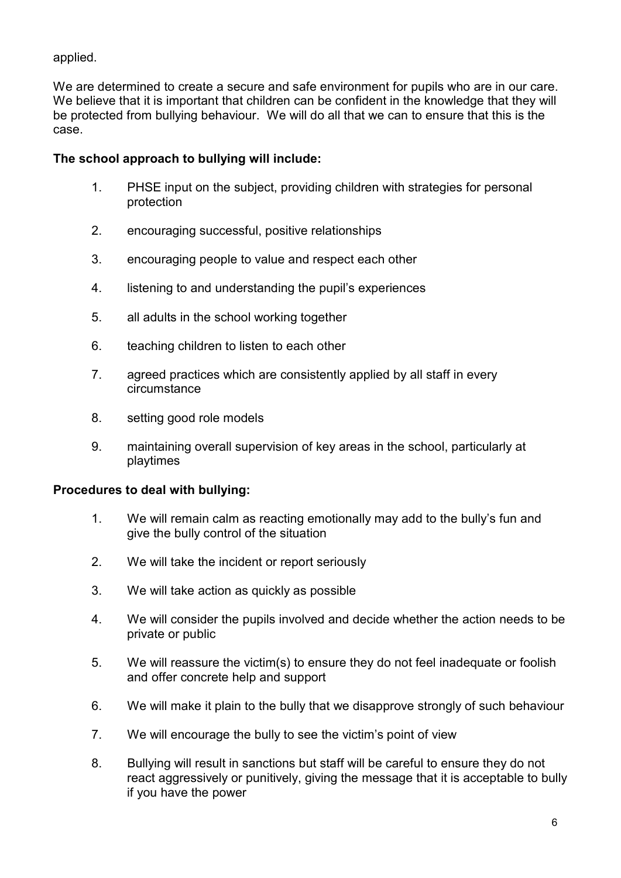applied.

We are determined to create a secure and safe environment for pupils who are in our care. We believe that it is important that children can be confident in the knowledge that they will be protected from bullying behaviour. We will do all that we can to ensure that this is the case.

**The school approach to bullying will include:**

1. PHSE input on the subject, providing children with strategies for personal protection
2. encouraging successful, positive relationships
3. encouraging people to value and respect each other
4. listening to and understanding the pupil's experiences
5. all adults in the school working together
6. teaching children to listen to each other
7. agreed practices which are consistently applied by all staff in every circumstance
8. setting good role models
9. maintaining overall supervision of key areas in the school, particularly at playtimes

**Procedures to deal with bullying:**

1. We will remain calm as reacting emotionally may add to the bully's fun and give the bully control of the situation
2. We will take the incident or report seriously
3. We will take action as quickly as possible
4. We will consider the pupils involved and decide whether the action needs to be private or public
5. We will reassure the victim(s) to ensure they do not feel inadequate or foolish and offer concrete help and support
6. We will make it plain to the bully that we disapprove strongly of such behaviour
7. We will encourage the bully to see the victim's point of view
8. Bullying will result in sanctions but staff will be careful to ensure they do not react aggressively or punitively, giving the message that it is acceptable to bully if you have the power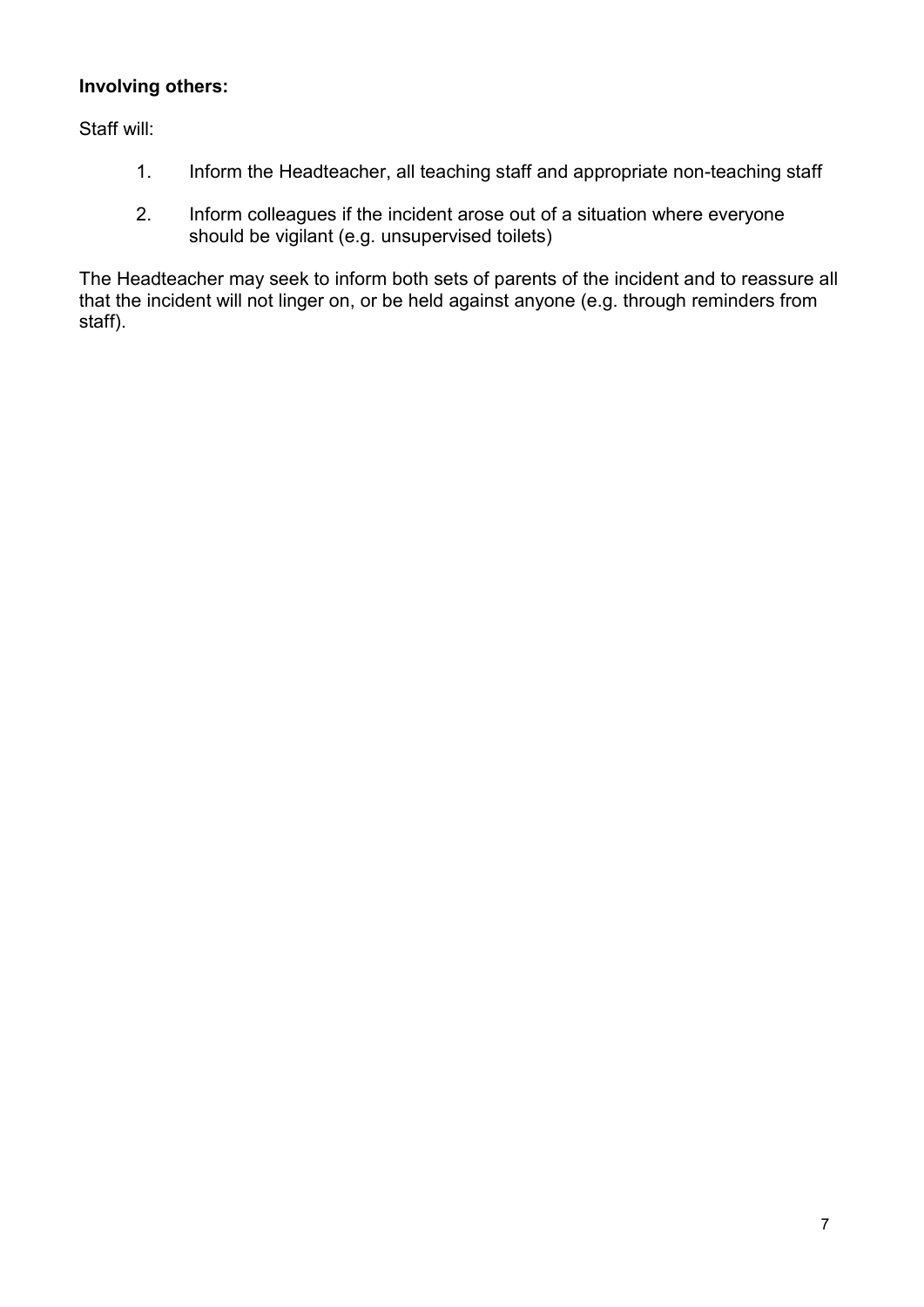**Involving others:**

Staff will:

1. Inform the Headteacher, all teaching staff and appropriate non-teaching staff
2. Inform colleagues if the incident arose out of a situation where everyone should be vigilant (e.g. unsupervised toilets)

The Headteacher may seek to inform both sets of parents of the incident and to reassure all that the incident will not linger on, or be held against anyone (e.g. through reminders from staff).